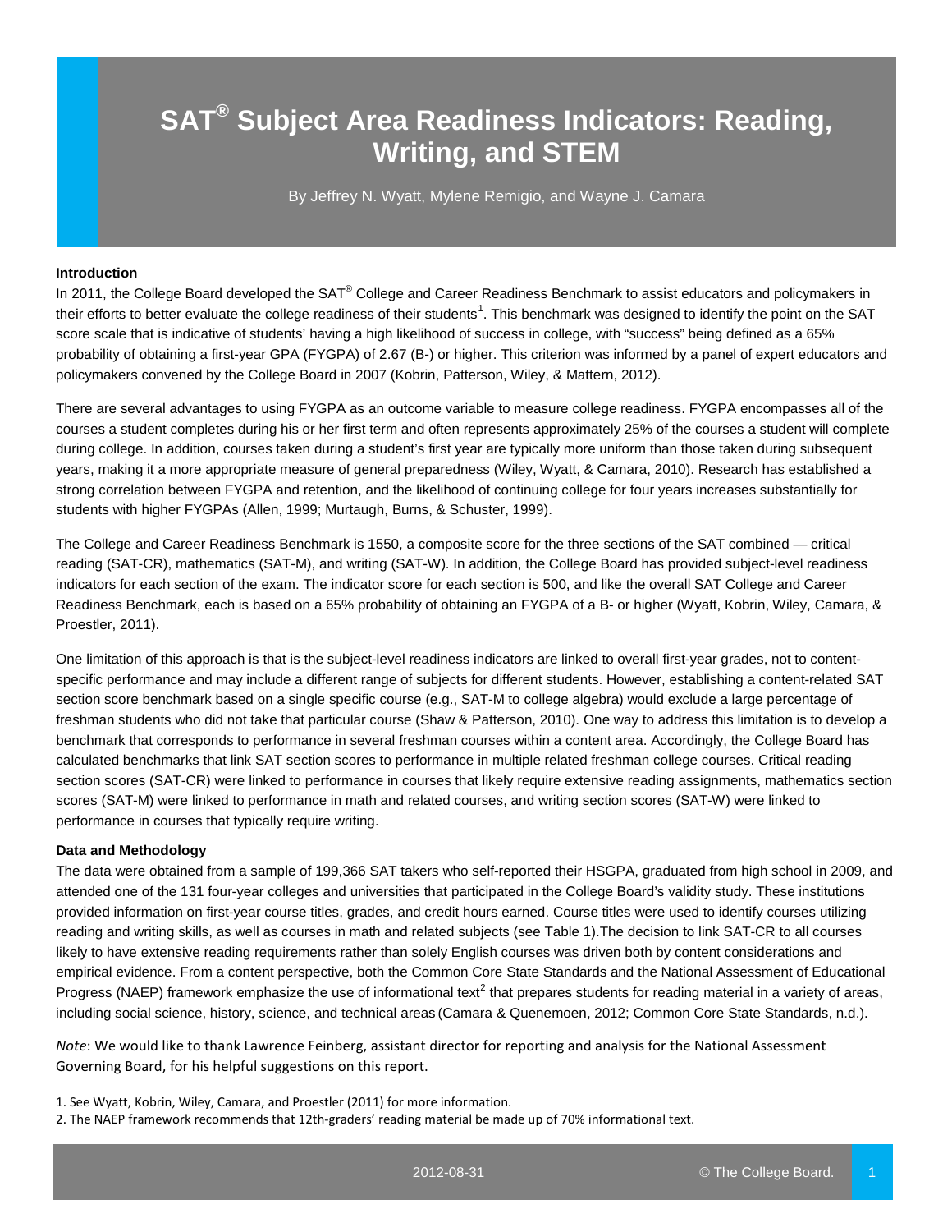# SAT® Subject Area Readiness Indicators: Reading, Writing, and STEM

By Jeffrey N. Wyatt, Mylene Remigio, and Wayne J. Camara

### Introduction

In 2011, the College Board developed the SAT® College and Career Readiness Benchmark to assist educators and policymakers in their efforts to better evaluate the college readiness of their students[1]. This benchmark was designed to identify the point on the SAT score scale that is indicative of students' having a high likelihood of success in college, with "success" being defined as a 65% probability of obtaining a first-year GPA (FYGPA) of 2.67 (B-) or higher. This criterion was informed by a panel of expert educators and policymakers convened by the College Board in 2007 (Kobrin, Patterson, Wiley, & Mattern, 2012).

There are several advantages to using FYGPA as an outcome variable to measure college readiness. FYGPA encompasses all of the courses a student completes during his or her first term and often represents approximately 25% of the courses a student will complete during college. In addition, courses taken during a student's first year are typically more uniform than those taken during subsequent years, making it a more appropriate measure of general preparedness (Wiley, Wyatt, & Camara, 2010). Research has established a strong correlation between FYGPA and retention, and the likelihood of continuing college for four years increases substantially for students with higher FYGPAs (Allen, 1999; Murtaugh, Burns, & Schuster, 1999).

The College and Career Readiness Benchmark is 1550, a composite score for the three sections of the SAT combined — critical reading (SAT-CR), mathematics (SAT-M), and writing (SAT-W). In addition, the College Board has provided subject-level readiness indicators for each section of the exam. The indicator score for each section is 500, and like the overall SAT College and Career Readiness Benchmark, each is based on a 65% probability of obtaining an FYGPA of a B- or higher (Wyatt, Kobrin, Wiley, Camara, & Proestler, 2011).

One limitation of this approach is that the subject-level readiness indicators are linked to overall first-year grades, not to content-specific performance and may include a different range of subjects for different students. However, establishing a content-related SAT section score benchmark based on a single specific course (e.g., SAT-M to college algebra) would exclude a large percentage of freshman students who did not take that particular course (Shaw & Patterson, 2010). One way to address this limitation is to develop a benchmark that corresponds to performance in several freshman courses within a content area. Accordingly, the College Board has calculated benchmarks that link SAT section scores to performance in multiple related freshman college courses. Critical reading section scores (SAT-CR) were linked to performance in courses that likely require extensive reading assignments, mathematics section scores (SAT-M) were linked to performance in math and related courses, and writing section scores (SAT-W) were linked to performance in courses that typically require writing.

### Data and Methodology

The data were obtained from a sample of 199,366 SAT takers who self-reported their HSGPA, graduated from high school in 2009, and attended one of the 131 four-year colleges and universities that participated in the College Board's validity study. These institutions provided information on first-year course titles, grades, and credit hours earned. Course titles were used to identify courses utilizing reading and writing skills, as well as courses in math and related subjects (see Table 1).The decision to link SAT-CR to all courses likely to have extensive reading requirements rather than solely English courses was driven both by content considerations and empirical evidence. From a content perspective, both the Common Core State Standards and the National Assessment of Educational Progress (NAEP) framework emphasize the use of informational text[2] that prepares students for reading material in a variety of areas, including social science, history, science, and technical areas (Camara & Quenemoen, 2012; Common Core State Standards, n.d.).

*Note*: We would like to thank Lawrence Feinberg, assistant director for reporting and analysis for the National Assessment Governing Board, for his helpful suggestions on this report.

1. See Wyatt, Kobrin, Wiley, Camara, and Proestler (2011) for more information.
2. The NAEP framework recommends that 12th-graders' reading material be made up of 70% informational text.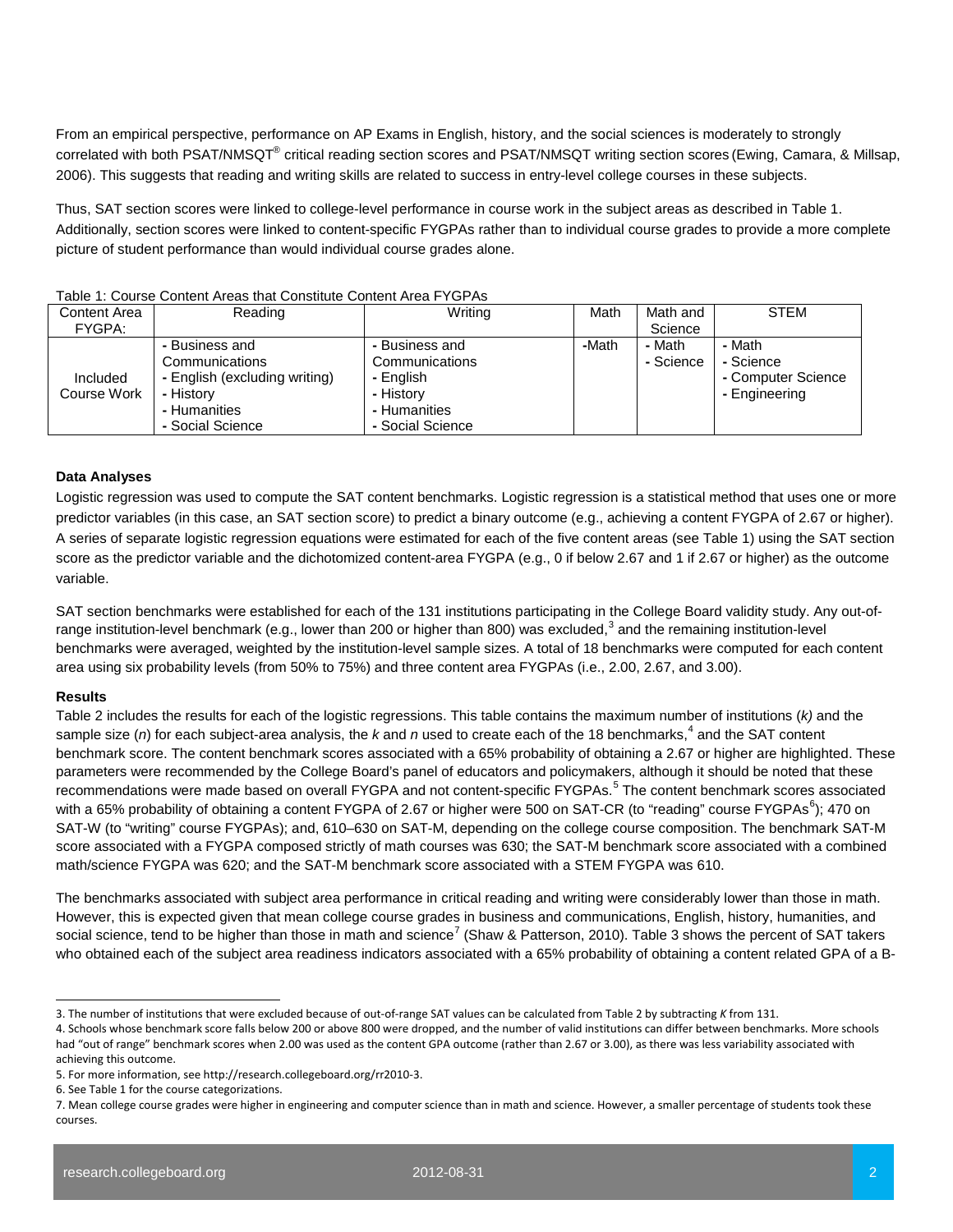From an empirical perspective, performance on AP Exams in English, history, and the social sciences is moderately to strongly correlated with both PSAT/NMSQT® critical reading section scores and PSAT/NMSQT writing section scores (Ewing, Camara, & Millsap, 2006). This suggests that reading and writing skills are related to success in entry-level college courses in these subjects.

Thus, SAT section scores were linked to college-level performance in course work in the subject areas as described in Table 1. Additionally, section scores were linked to content-specific FYGPAs rather than to individual course grades to provide a more complete picture of student performance than would individual course grades alone.

Table 1: Course Content Areas that Constitute Content Area FYGPAs

| Content Area FYGPA: | Reading | Writing | Math | Math and Science | STEM |
|---|---|---|---|---|---|
| Included Course Work | - Business and Communications<br>- English (excluding writing)<br>- History<br>- Humanities<br>- Social Science | - Business and Communications<br>- English<br>- History<br>- Humanities<br>- Social Science | -Math | - Math<br>- Science | - Math<br>- Science<br>- Computer Science<br>- Engineering |

**Data Analyses**

Logistic regression was used to compute the SAT content benchmarks. Logistic regression is a statistical method that uses one or more predictor variables (in this case, an SAT section score) to predict a binary outcome (e.g., achieving a content FYGPA of 2.67 or higher). A series of separate logistic regression equations were estimated for each of the five content areas (see Table 1) using the SAT section score as the predictor variable and the dichotomized content-area FYGPA (e.g., 0 if below 2.67 and 1 if 2.67 or higher) as the outcome variable.

SAT section benchmarks were established for each of the 131 institutions participating in the College Board validity study. Any out-of-range institution-level benchmark (e.g., lower than 200 or higher than 800) was excluded,[3] and the remaining institution-level benchmarks were averaged, weighted by the institution-level sample sizes. A total of 18 benchmarks were computed for each content area using six probability levels (from 50% to 75%) and three content area FYGPAs (i.e., 2.00, 2.67, and 3.00).

**Results**

Table 2 includes the results for each of the logistic regressions. This table contains the maximum number of institutions (*k)* and the sample size (*n*) for each subject-area analysis, the *k* and *n* used to create each of the 18 benchmarks,[4] and the SAT content benchmark score. The content benchmark scores associated with a 65% probability of obtaining a 2.67 or higher are highlighted. These parameters were recommended by the College Board's panel of educators and policymakers, although it should be noted that these recommendations were made based on overall FYGPA and not content-specific FYGPAs.[5] The content benchmark scores associated with a 65% probability of obtaining a content FYGPA of 2.67 or higher were 500 on SAT-CR (to "reading" course FYGPAs[6]); 470 on SAT-W (to "writing" course FYGPAs); and, 610–630 on SAT-M, depending on the college course composition. The benchmark SAT-M score associated with a FYGPA composed strictly of math courses was 630; the SAT-M benchmark score associated with a combined math/science FYGPA was 620; and the SAT-M benchmark score associated with a STEM FYGPA was 610.

The benchmarks associated with subject area performance in critical reading and writing were considerably lower than those in math. However, this is expected given that mean college course grades in business and communications, English, history, humanities, and social science, tend to be higher than those in math and science[7] (Shaw & Patterson, 2010). Table 3 shows the percent of SAT takers who obtained each of the subject area readiness indicators associated with a 65% probability of obtaining a content related GPA of a B-

3. The number of institutions that were excluded because of out-of-range SAT values can be calculated from Table 2 by subtracting *K* from 131.

4. Schools whose benchmark score falls below 200 or above 800 were dropped, and the number of valid institutions can differ between benchmarks. More schools had "out of range" benchmark scores when 2.00 was used as the content GPA outcome (rather than 2.67 or 3.00), as there was less variability associated with achieving this outcome.

5. For more information, see http://research.collegeboard.org/rr2010-3.

6. See Table 1 for the course categorizations.

7. Mean college course grades were higher in engineering and computer science than in math and science. However, a smaller percentage of students took these courses.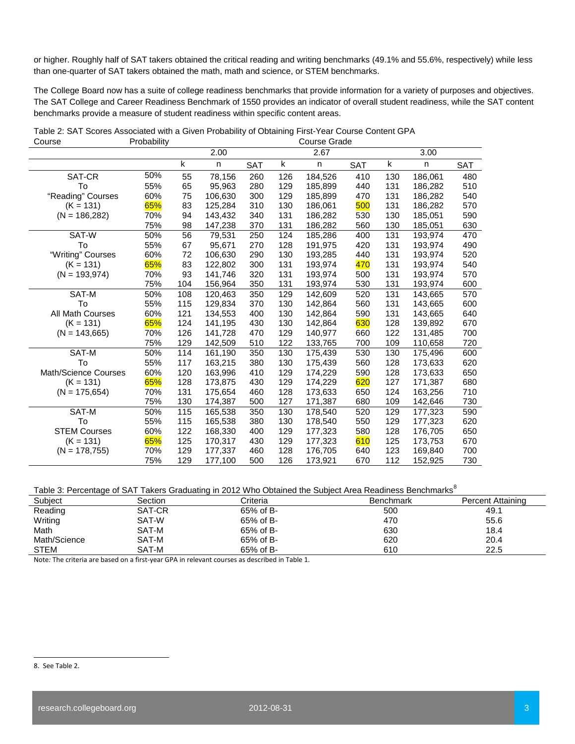or higher. Roughly half of SAT takers obtained the critical reading and writing benchmarks (49.1% and 55.6%, respectively) while less than one-quarter of SAT takers obtained the math, math and science, or STEM benchmarks.

The College Board now has a suite of college readiness benchmarks that provide information for a variety of purposes and objectives. The SAT College and Career Readiness Benchmark of 1550 provides an indicator of overall student readiness, while the SAT content benchmarks provide a measure of student readiness within specific content areas.

Table 2: SAT Scores Associated with a Given Probability of Obtaining First-Year Course Content GPA

| Course | Probability | Course Grade | | | | | | | | |
|---|---|---|---|---|---|---|---|---|---|---|
| | | 2.00 | | | 2.67 | | | 3.00 | | |
| | | k | n | SAT | k | n | SAT | k | n | SAT |
| SAT-CR | 50% | 55 | 78,156 | 260 | 126 | 184,526 | 410 | 130 | 186,061 | 480 |
| To | 55% | 65 | 95,963 | 280 | 129 | 185,899 | 440 | 131 | 186,282 | 510 |
| "Reading" Courses | 60% | 75 | 106,630 | 300 | 129 | 185,899 | 470 | 131 | 186,282 | 540 |
| (K = 131) | 65% | 83 | 125,284 | 310 | 130 | 186,061 | 500 | 131 | 186,282 | 570 |
| (N = 186,282) | 70% | 94 | 143,432 | 340 | 131 | 186,282 | 530 | 130 | 185,051 | 590 |
| | 75% | 98 | 147,238 | 370 | 131 | 186,282 | 560 | 130 | 185,051 | 630 |
| SAT-W | 50% | 56 | 79,531 | 250 | 124 | 185,286 | 400 | 131 | 193,974 | 470 |
| To | 55% | 67 | 95,671 | 270 | 128 | 191,975 | 420 | 131 | 193,974 | 490 |
| "Writing" Courses | 60% | 72 | 106,630 | 290 | 130 | 193,285 | 440 | 131 | 193,974 | 520 |
| (K = 131) | 65% | 83 | 122,802 | 300 | 131 | 193,974 | 470 | 131 | 193,974 | 540 |
| (N = 193,974) | 70% | 93 | 141,746 | 320 | 131 | 193,974 | 500 | 131 | 193,974 | 570 |
| | 75% | 104 | 156,964 | 350 | 131 | 193,974 | 530 | 131 | 193,974 | 600 |
| SAT-M | 50% | 108 | 120,463 | 350 | 129 | 142,609 | 520 | 131 | 143,665 | 570 |
| To | 55% | 115 | 129,834 | 370 | 130 | 142,864 | 560 | 131 | 143,665 | 600 |
| All Math Courses | 60% | 121 | 134,553 | 400 | 130 | 142,864 | 590 | 131 | 143,665 | 640 |
| (K = 131) | 65% | 124 | 141,195 | 430 | 130 | 142,864 | 630 | 128 | 139,892 | 670 |
| (N = 143,665) | 70% | 126 | 141,728 | 470 | 129 | 140,977 | 660 | 122 | 131,485 | 700 |
| | 75% | 129 | 142,509 | 510 | 122 | 133,765 | 700 | 109 | 110,658 | 720 |
| SAT-M | 50% | 114 | 161,190 | 350 | 130 | 175,439 | 530 | 130 | 175,496 | 600 |
| To | 55% | 117 | 163,215 | 380 | 130 | 175,439 | 560 | 128 | 173,633 | 620 |
| Math/Science Courses | 60% | 120 | 163,996 | 410 | 129 | 174,229 | 590 | 128 | 173,633 | 650 |
| (K = 131) | 65% | 128 | 173,875 | 430 | 129 | 174,229 | 620 | 127 | 171,387 | 680 |
| (N = 175,654) | 70% | 131 | 175,654 | 460 | 128 | 173,633 | 650 | 124 | 163,256 | 710 |
| | 75% | 130 | 174,387 | 500 | 127 | 171,387 | 680 | 109 | 142,646 | 730 |
| SAT-M | 50% | 115 | 165,538 | 350 | 130 | 178,540 | 520 | 129 | 177,323 | 590 |
| To | 55% | 115 | 165,538 | 380 | 130 | 178,540 | 550 | 129 | 177,323 | 620 |
| STEM Courses | 60% | 122 | 168,330 | 400 | 129 | 177,323 | 580 | 128 | 176,705 | 650 |
| (K = 131) | 65% | 125 | 170,317 | 430 | 129 | 177,323 | 610 | 125 | 173,753 | 670 |
| (N = 178,755) | 70% | 129 | 177,337 | 460 | 128 | 176,705 | 640 | 123 | 169,840 | 700 |
| | 75% | 129 | 177,100 | 500 | 126 | 173,921 | 670 | 112 | 152,925 | 730 |

Table 3: Percentage of SAT Takers Graduating in 2012 Who Obtained the Subject Area Readiness Benchmarks[8]

| Subject | Section | Criteria | Benchmark | Percent Attaining |
|---|---|---|---|---|
| Reading | SAT-CR | 65% of B- | 500 | 49.1 |
| Writing | SAT-W | 65% of B- | 470 | 55.6 |
| Math | SAT-M | 65% of B- | 630 | 18.4 |
| Math/Science | SAT-M | 65% of B- | 620 | 20.4 |
| STEM | SAT-M | 65% of B- | 610 | 22.5 |

Note: The criteria are based on a first-year GPA in relevant courses as described in Table 1.

8. See Table 2.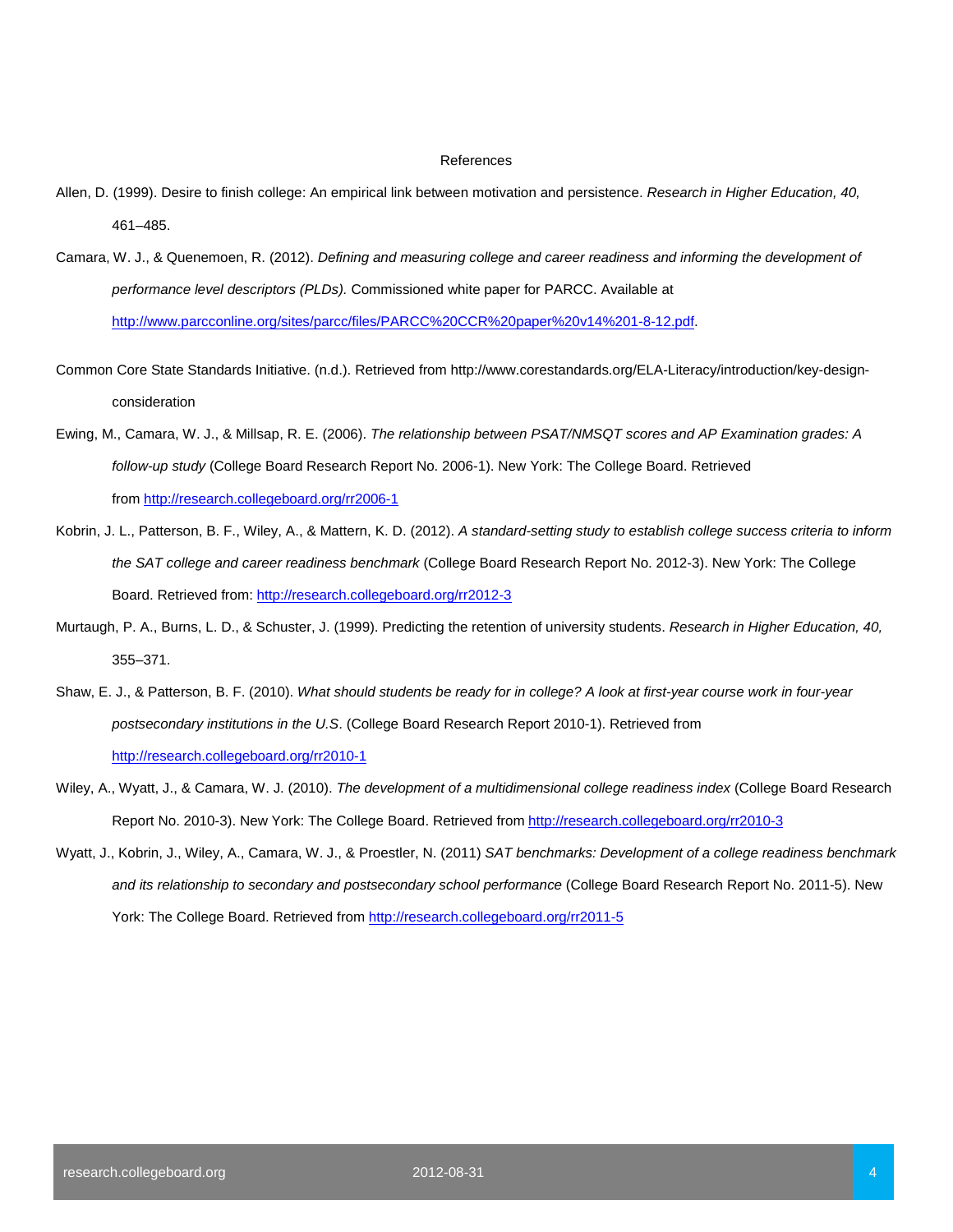## References

Allen, D. (1999). Desire to finish college: An empirical link between motivation and persistence. *Research in Higher Education, 40,* 461–485.

Camara, W. J., & Quenemoen, R. (2012). *Defining and measuring college and career readiness and informing the development of performance level descriptors (PLDs).* Commissioned white paper for PARCC. Available at http://www.parcconline.org/sites/parcc/files/PARCC%20CCR%20paper%20v14%201-8-12.pdf.

Common Core State Standards Initiative. (n.d.). Retrieved from http://www.corestandards.org/ELA-Literacy/introduction/key-design-consideration

Ewing, M., Camara, W. J., & Millsap, R. E. (2006). *The relationship between PSAT/NMSQT scores and AP Examination grades: A follow-up study* (College Board Research Report No. 2006-1). New York: The College Board. Retrieved from http://research.collegeboard.org/rr2006-1

Kobrin, J. L., Patterson, B. F., Wiley, A., & Mattern, K. D. (2012). *A standard-setting study to establish college success criteria to inform the SAT college and career readiness benchmark* (College Board Research Report No. 2012-3). New York: The College Board. Retrieved from: http://research.collegeboard.org/rr2012-3

Murtaugh, P. A., Burns, L. D., & Schuster, J. (1999). Predicting the retention of university students. *Research in Higher Education, 40,* 355–371.

Shaw, E. J., & Patterson, B. F. (2010). *What should students be ready for in college? A look at first-year course work in four-year postsecondary institutions in the U.S*. (College Board Research Report 2010-1). Retrieved from http://research.collegeboard.org/rr2010-1

Wiley, A., Wyatt, J., & Camara, W. J. (2010). *The development of a multidimensional college readiness index* (College Board Research Report No. 2010-3). New York: The College Board. Retrieved from http://research.collegeboard.org/rr2010-3

Wyatt, J., Kobrin, J., Wiley, A., Camara, W. J., & Proestler, N. (2011) *SAT benchmarks: Development of a college readiness benchmark and its relationship to secondary and postsecondary school performance* (College Board Research Report No. 2011-5). New York: The College Board. Retrieved from http://research.collegeboard.org/rr2011-5